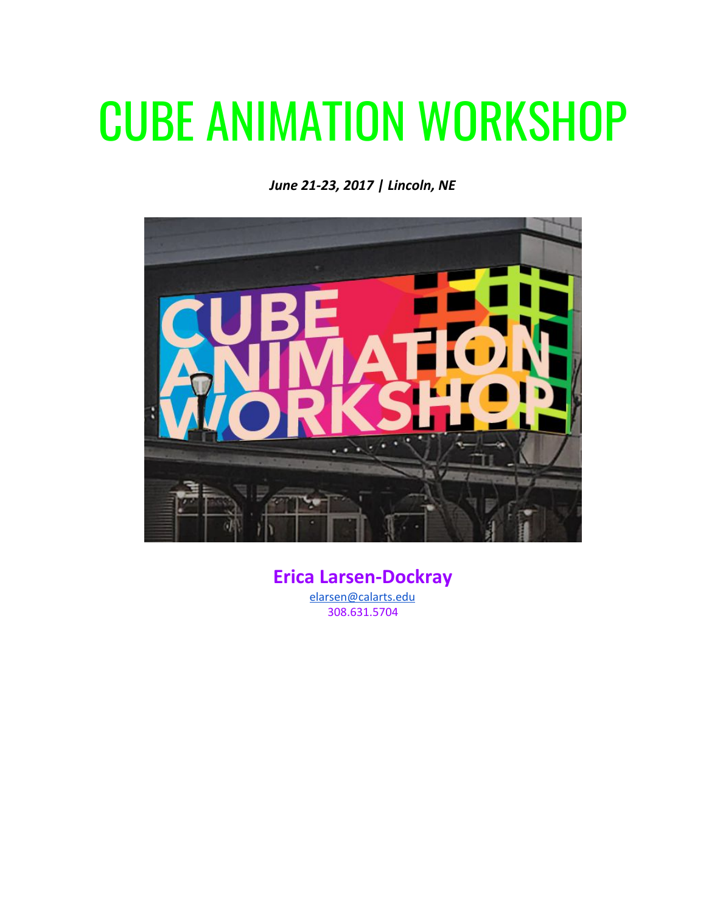# CUBE ANIMATION WORKSHOP

***June 21-23, 2017 | Lincoln, NE***

**Erica Larsen-Dockray**

elarsen@calarts.edu

308.631.5704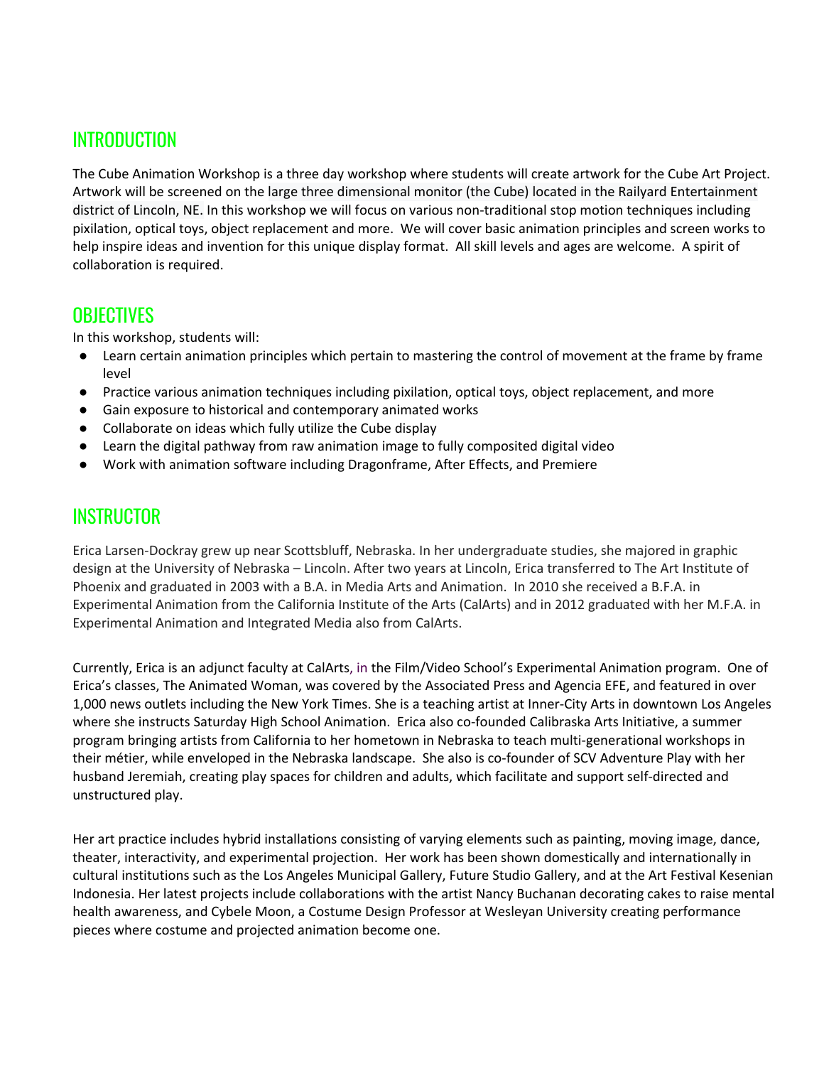## INTRODUCTION

The Cube Animation Workshop is a three day workshop where students will create artwork for the Cube Art Project. Artwork will be screened on the large three dimensional monitor (the Cube) located in the Railyard Entertainment district of Lincoln, NE. In this workshop we will focus on various non-traditional stop motion techniques including pixilation, optical toys, object replacement and more. We will cover basic animation principles and screen works to help inspire ideas and invention for this unique display format. All skill levels and ages are welcome. A spirit of collaboration is required.

## OBJECTIVES

In this workshop, students will:

- Learn certain animation principles which pertain to mastering the control of movement at the frame by frame level
- Practice various animation techniques including pixilation, optical toys, object replacement, and more
- Gain exposure to historical and contemporary animated works
- Collaborate on ideas which fully utilize the Cube display
- Learn the digital pathway from raw animation image to fully composited digital video
- Work with animation software including Dragonframe, After Effects, and Premiere

## INSTRUCTOR

Erica Larsen-Dockray grew up near Scottsbluff, Nebraska. In her undergraduate studies, she majored in graphic design at the University of Nebraska – Lincoln. After two years at Lincoln, Erica transferred to The Art Institute of Phoenix and graduated in 2003 with a B.A. in Media Arts and Animation. In 2010 she received a B.F.A. in Experimental Animation from the California Institute of the Arts (CalArts) and in 2012 graduated with her M.F.A. in Experimental Animation and Integrated Media also from CalArts.

Currently, Erica is an adjunct faculty at CalArts, in the Film/Video School's Experimental Animation program. One of Erica's classes, The Animated Woman, was covered by the Associated Press and Agencia EFE, and featured in over 1,000 news outlets including the New York Times. She is a teaching artist at Inner-City Arts in downtown Los Angeles where she instructs Saturday High School Animation. Erica also co-founded Calibraska Arts Initiative, a summer program bringing artists from California to her hometown in Nebraska to teach multi-generational workshops in their métier, while enveloped in the Nebraska landscape. She also is co-founder of SCV Adventure Play with her husband Jeremiah, creating play spaces for children and adults, which facilitate and support self-directed and unstructured play.

Her art practice includes hybrid installations consisting of varying elements such as painting, moving image, dance, theater, interactivity, and experimental projection. Her work has been shown domestically and internationally in cultural institutions such as the Los Angeles Municipal Gallery, Future Studio Gallery, and at the Art Festival Kesenian Indonesia. Her latest projects include collaborations with the artist Nancy Buchanan decorating cakes to raise mental health awareness, and Cybele Moon, a Costume Design Professor at Wesleyan University creating performance pieces where costume and projected animation become one.